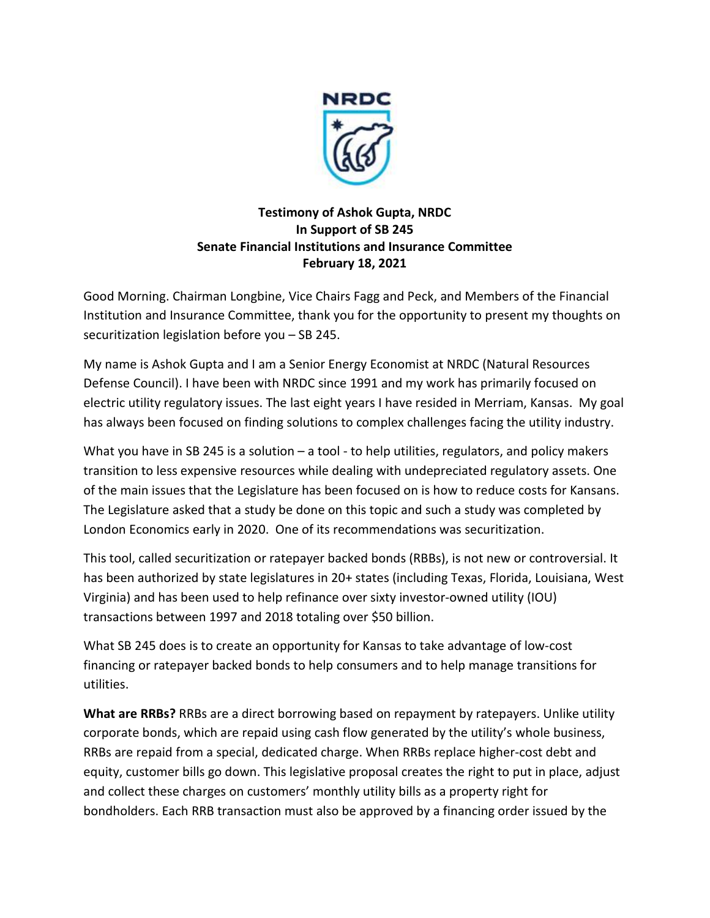**Testimony of Ashok Gupta, NRDC**
**In Support of SB 245**
**Senate Financial Institutions and Insurance Committee**
**February 18, 2021**

Good Morning. Chairman Longbine, Vice Chairs Fagg and Peck, and Members of the Financial Institution and Insurance Committee, thank you for the opportunity to present my thoughts on securitization legislation before you – SB 245.

My name is Ashok Gupta and I am a Senior Energy Economist at NRDC (Natural Resources Defense Council). I have been with NRDC since 1991 and my work has primarily focused on electric utility regulatory issues. The last eight years I have resided in Merriam, Kansas. My goal has always been focused on finding solutions to complex challenges facing the utility industry.

What you have in SB 245 is a solution – a tool - to help utilities, regulators, and policy makers transition to less expensive resources while dealing with undepreciated regulatory assets. One of the main issues that the Legislature has been focused on is how to reduce costs for Kansans. The Legislature asked that a study be done on this topic and such a study was completed by London Economics early in 2020. One of its recommendations was securitization.

This tool, called securitization or ratepayer backed bonds (RBBs), is not new or controversial. It has been authorized by state legislatures in 20+ states (including Texas, Florida, Louisiana, West Virginia) and has been used to help refinance over sixty investor-owned utility (IOU) transactions between 1997 and 2018 totaling over $50 billion.

What SB 245 does is to create an opportunity for Kansas to take advantage of low-cost financing or ratepayer backed bonds to help consumers and to help manage transitions for utilities.

**What are RRBs?** RRBs are a direct borrowing based on repayment by ratepayers. Unlike utility corporate bonds, which are repaid using cash flow generated by the utility's whole business, RRBs are repaid from a special, dedicated charge. When RRBs replace higher-cost debt and equity, customer bills go down. This legislative proposal creates the right to put in place, adjust and collect these charges on customers' monthly utility bills as a property right for bondholders. Each RRB transaction must also be approved by a financing order issued by the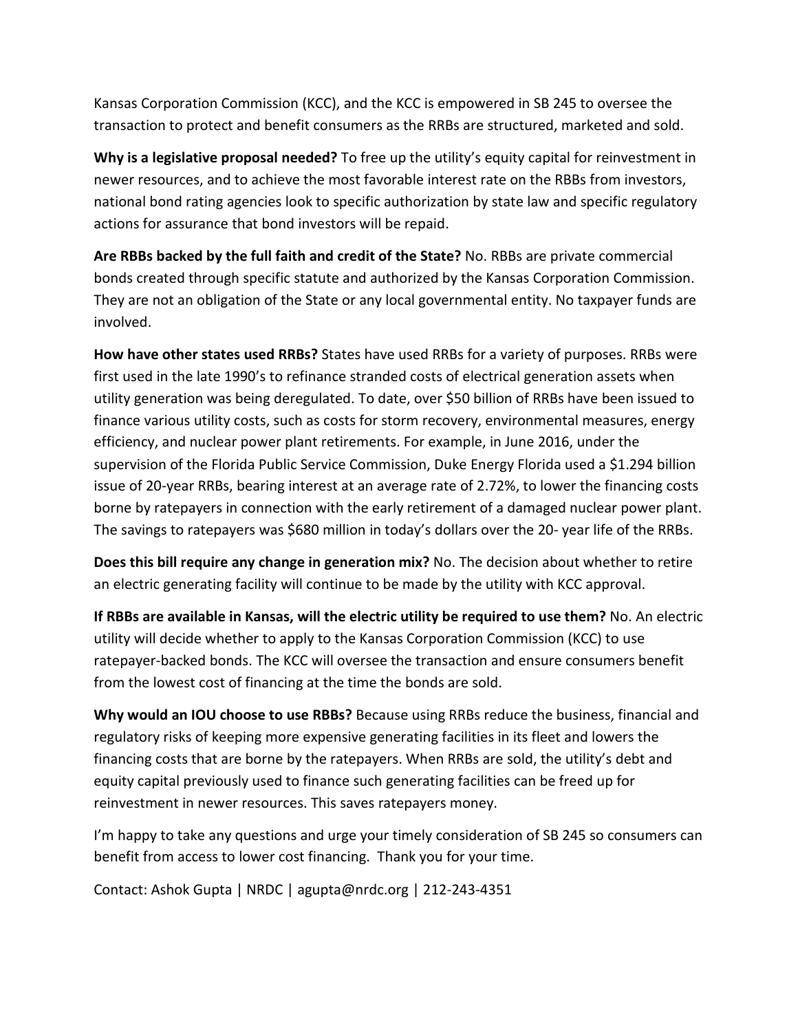Kansas Corporation Commission (KCC), and the KCC is empowered in SB 245 to oversee the transaction to protect and benefit consumers as the RRBs are structured, marketed and sold.

**Why is a legislative proposal needed?** To free up the utility's equity capital for reinvestment in newer resources, and to achieve the most favorable interest rate on the RBBs from investors, national bond rating agencies look to specific authorization by state law and specific regulatory actions for assurance that bond investors will be repaid.

**Are RBBs backed by the full faith and credit of the State?** No. RBBs are private commercial bonds created through specific statute and authorized by the Kansas Corporation Commission. They are not an obligation of the State or any local governmental entity. No taxpayer funds are involved.

**How have other states used RRBs?** States have used RRBs for a variety of purposes. RRBs were first used in the late 1990's to refinance stranded costs of electrical generation assets when utility generation was being deregulated. To date, over $50 billion of RRBs have been issued to finance various utility costs, such as costs for storm recovery, environmental measures, energy efficiency, and nuclear power plant retirements. For example, in June 2016, under the supervision of the Florida Public Service Commission, Duke Energy Florida used a $1.294 billion issue of 20-year RRBs, bearing interest at an average rate of 2.72%, to lower the financing costs borne by ratepayers in connection with the early retirement of a damaged nuclear power plant. The savings to ratepayers was $680 million in today's dollars over the 20- year life of the RRBs.

**Does this bill require any change in generation mix?** No. The decision about whether to retire an electric generating facility will continue to be made by the utility with KCC approval.

**If RRBs are available in Kansas, will the electric utility be required to use them?** No. An electric utility will decide whether to apply to the Kansas Corporation Commission (KCC) to use ratepayer-backed bonds. The KCC will oversee the transaction and ensure consumers benefit from the lowest cost of financing at the time the bonds are sold.

**Why would an IOU choose to use RBBs?** Because using RRBs reduce the business, financial and regulatory risks of keeping more expensive generating facilities in its fleet and lowers the financing costs that are borne by the ratepayers. When RRBs are sold, the utility's debt and equity capital previously used to finance such generating facilities can be freed up for reinvestment in newer resources. This saves ratepayers money.

I'm happy to take any questions and urge your timely consideration of SB 245 so consumers can benefit from access to lower cost financing. Thank you for your time.

Contact: Ashok Gupta | NRDC | agupta@nrdc.org | 212-243-4351